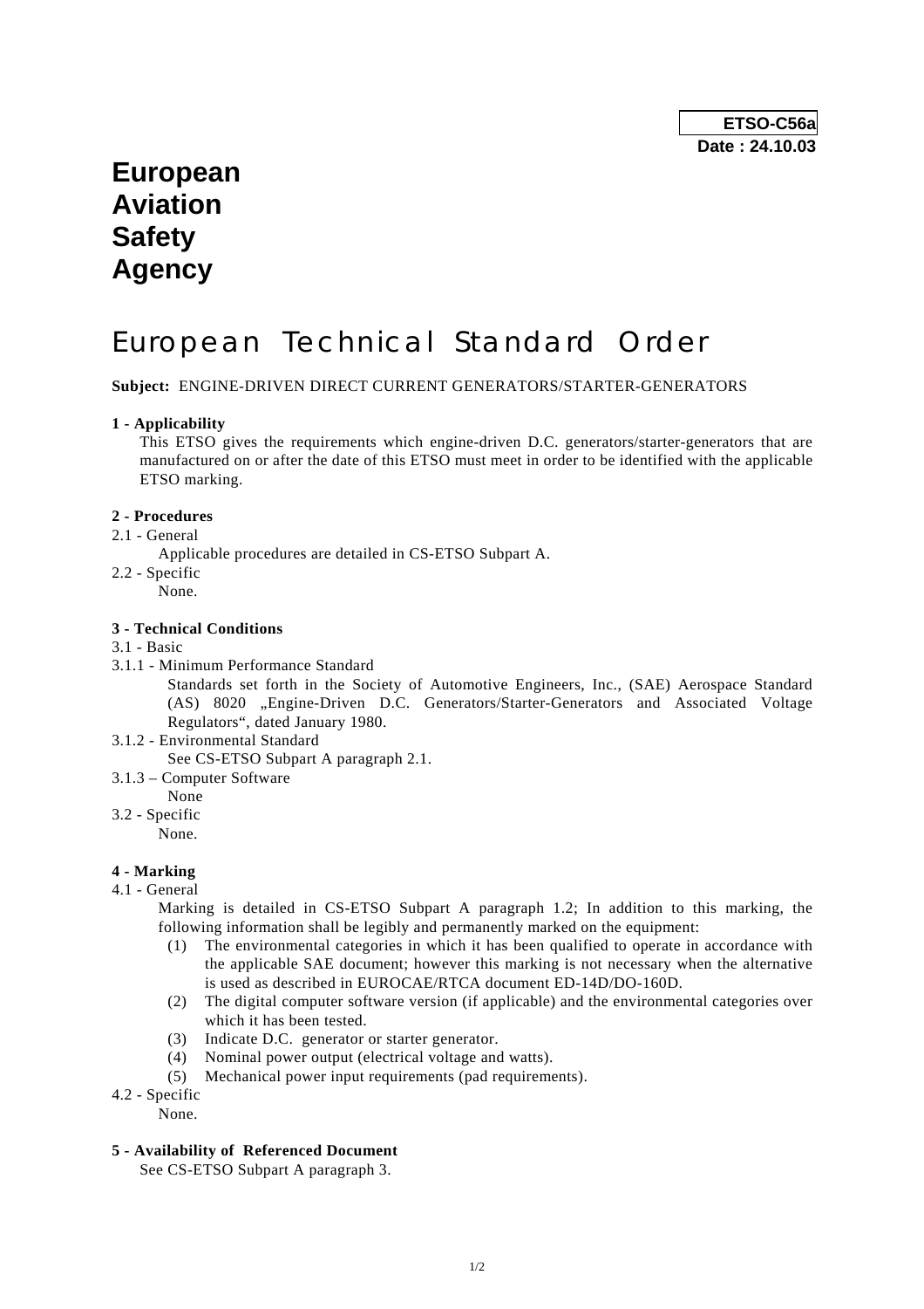**ETSO-C56a**
**Date : 24.10.03**

# European Aviation Safety Agency

# European Technical Standard Order

**Subject:** ENGINE-DRIVEN DIRECT CURRENT GENERATORS/STARTER-GENERATORS

**1 - Applicability**

This ETSO gives the requirements which engine-driven D.C. generators/starter-generators that are manufactured on or after the date of this ETSO must meet in order to be identified with the applicable ETSO marking.

**2 - Procedures**

2.1 - General

Applicable procedures are detailed in CS-ETSO Subpart A.

2.2 - Specific

None.

**3 - Technical Conditions**

3.1 - Basic

3.1.1 - Minimum Performance Standard

Standards set forth in the Society of Automotive Engineers, Inc., (SAE) Aerospace Standard (AS) 8020 „Engine-Driven D.C. Generators/Starter-Generators and Associated Voltage Regulators", dated January 1980.

3.1.2 - Environmental Standard

See CS-ETSO Subpart A paragraph 2.1.

3.1.3 – Computer Software

None

3.2 - Specific

None.

**4 - Marking**

4.1 - General

Marking is detailed in CS-ETSO Subpart A paragraph 1.2; In addition to this marking, the following information shall be legibly and permanently marked on the equipment:

(1) The environmental categories in which it has been qualified to operate in accordance with the applicable SAE document; however this marking is not necessary when the alternative is used as described in EUROCAE/RTCA document ED-14D/DO-160D.

(2) The digital computer software version (if applicable) and the environmental categories over which it has been tested.

(3) Indicate D.C. generator or starter generator.

(4) Nominal power output (electrical voltage and watts).

(5) Mechanical power input requirements (pad requirements).

4.2 - Specific

None.

**5 - Availability of Referenced Document**

See CS-ETSO Subpart A paragraph 3.